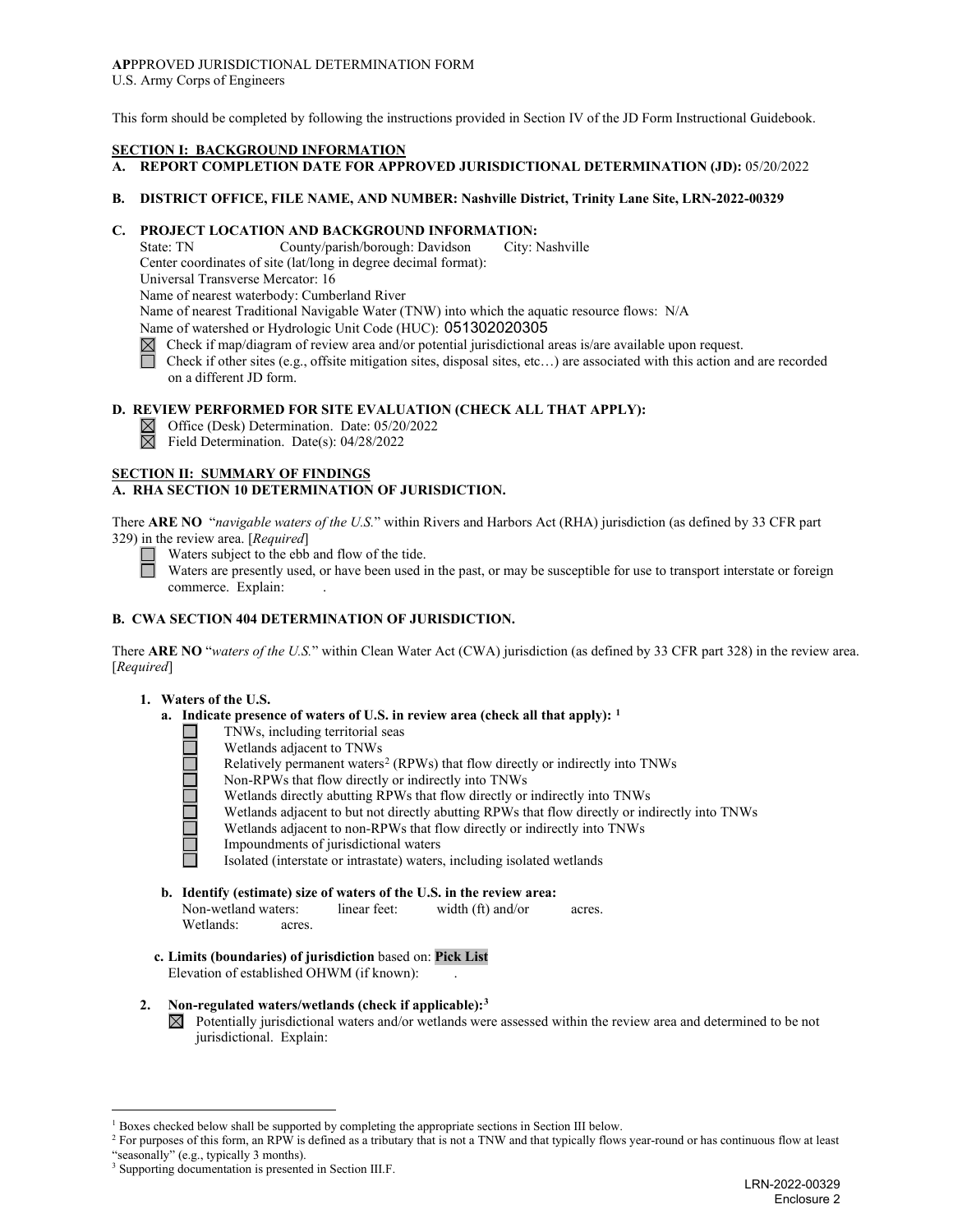**AP**PPROVED JURISDICTIONAL DETERMINATION FORM
U.S. Army Corps of Engineers

This form should be completed by following the instructions provided in Section IV of the JD Form Instructional Guidebook.

## SECTION I: BACKGROUND INFORMATION

**A. REPORT COMPLETION DATE FOR APPROVED JURISDICTIONAL DETERMINATION (JD):** 05/20/2022

**B. DISTRICT OFFICE, FILE NAME, AND NUMBER: Nashville District, Trinity Lane Site, LRN-2022-00329**

**C. PROJECT LOCATION AND BACKGROUND INFORMATION:**

State: TN County/parish/borough: Davidson City: Nashville
Center coordinates of site (lat/long in degree decimal format):
Universal Transverse Mercator: 16
Name of nearest waterbody: Cumberland River
Name of nearest Traditional Navigable Water (TNW) into which the aquatic resource flows: N/A
Name of watershed or Hydrologic Unit Code (HUC): 051302020305

☒ Check if map/diagram of review area and/or potential jurisdictional areas is/are available upon request.
☐ Check if other sites (e.g., offsite mitigation sites, disposal sites, etc…) are associated with this action and are recorded on a different JD form.

**D. REVIEW PERFORMED FOR SITE EVALUATION (CHECK ALL THAT APPLY):**

☒ Office (Desk) Determination. Date: 05/20/2022
☒ Field Determination. Date(s): 04/28/2022

## SECTION II: SUMMARY OF FINDINGS

**A. RHA SECTION 10 DETERMINATION OF JURISDICTION.**

There **ARE NO** "*navigable waters of the U.S.*" within Rivers and Harbors Act (RHA) jurisdiction (as defined by 33 CFR part 329) in the review area. [*Required*]

☐ Waters subject to the ebb and flow of the tide.
☐ Waters are presently used, or have been used in the past, or may be susceptible for use to transport interstate or foreign commerce. Explain: .

**B. CWA SECTION 404 DETERMINATION OF JURISDICTION.**

There **ARE NO** "*waters of the U.S.*" within Clean Water Act (CWA) jurisdiction (as defined by 33 CFR part 328) in the review area. [*Required*]

**1. Waters of the U.S.**

**a. Indicate presence of waters of U.S. in review area (check all that apply):** [1]

☐ TNWs, including territorial seas
☐ Wetlands adjacent to TNWs
☐ Relatively permanent waters[2] (RPWs) that flow directly or indirectly into TNWs
☐ Non-RPWs that flow directly or indirectly into TNWs
☐ Wetlands directly abutting RPWs that flow directly or indirectly into TNWs
☐ Wetlands adjacent to but not directly abutting RPWs that flow directly or indirectly into TNWs
☐ Wetlands adjacent to non-RPWs that flow directly or indirectly into TNWs
☐ Impoundments of jurisdictional waters
☐ Isolated (interstate or intrastate) waters, including isolated wetlands

**b. Identify (estimate) size of waters of the U.S. in the review area:**

Non-wetland waters: linear feet: width (ft) and/or acres.
Wetlands: acres.

**c. Limits (boundaries) of jurisdiction** based on: **Pick List**
Elevation of established OHWM (if known): .

**2. Non-regulated waters/wetlands (check if applicable):**[3]

☒ Potentially jurisdictional waters and/or wetlands were assessed within the review area and determined to be not jurisdictional. Explain:

---

[1] Boxes checked below shall be supported by completing the appropriate sections in Section III below.
[2] For purposes of this form, an RPW is defined as a tributary that is not a TNW and that typically flows year-round or has continuous flow at least "seasonally" (e.g., typically 3 months).
[3] Supporting documentation is presented in Section III.F.

LRN-2022-00329
Enclosure 2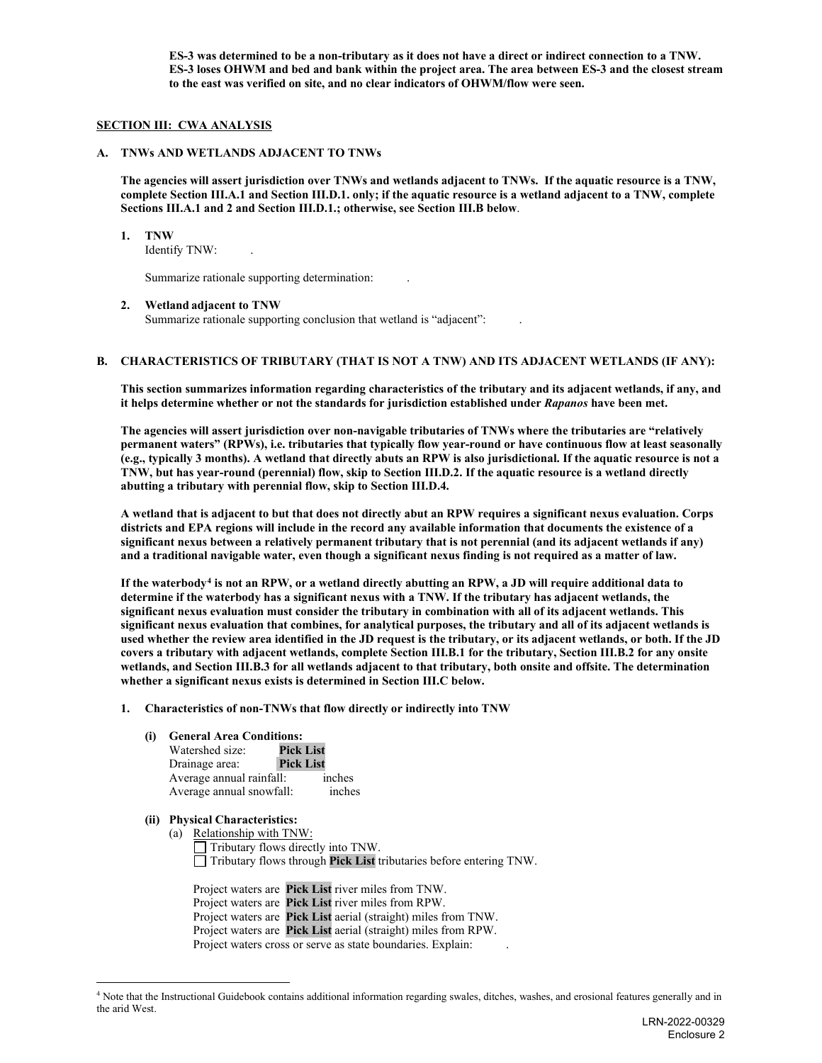**ES-3 was determined to be a non-tributary as it does not have a direct or indirect connection to a TNW. ES-3 loses OHWM and bed and bank within the project area. The area between ES-3 and the closest stream to the east was verified on site, and no clear indicators of OHWM/flow were seen.**

## SECTION III: CWA ANALYSIS

### A. TNWs AND WETLANDS ADJACENT TO TNWs

**The agencies will assert jurisdiction over TNWs and wetlands adjacent to TNWs. If the aquatic resource is a TNW, complete Section III.A.1 and Section III.D.1. only; if the aquatic resource is a wetland adjacent to a TNW, complete Sections III.A.1 and 2 and Section III.D.1.; otherwise, see Section III.B below**.

1. **TNW**
   Identify TNW: .

   Summarize rationale supporting determination: .

2. **Wetland adjacent to TNW**
   Summarize rationale supporting conclusion that wetland is "adjacent": .

### B. CHARACTERISTICS OF TRIBUTARY (THAT IS NOT A TNW) AND ITS ADJACENT WETLANDS (IF ANY):

**This section summarizes information regarding characteristics of the tributary and its adjacent wetlands, if any, and it helps determine whether or not the standards for jurisdiction established under *Rapanos* have been met.**

**The agencies will assert jurisdiction over non-navigable tributaries of TNWs where the tributaries are "relatively permanent waters" (RPWs), i.e. tributaries that typically flow year-round or have continuous flow at least seasonally (e.g., typically 3 months). A wetland that directly abuts an RPW is also jurisdictional. If the aquatic resource is not a TNW, but has year-round (perennial) flow, skip to Section III.D.2. If the aquatic resource is a wetland directly abutting a tributary with perennial flow, skip to Section III.D.4.**

**A wetland that is adjacent to but that does not directly abut an RPW requires a significant nexus evaluation. Corps districts and EPA regions will include in the record any available information that documents the existence of a significant nexus between a relatively permanent tributary that is not perennial (and its adjacent wetlands if any) and a traditional navigable water, even though a significant nexus finding is not required as a matter of law.**

**If the waterbody[4] is not an RPW, or a wetland directly abutting an RPW, a JD will require additional data to determine if the waterbody has a significant nexus with a TNW. If the tributary has adjacent wetlands, the significant nexus evaluation must consider the tributary in combination with all of its adjacent wetlands. This significant nexus evaluation that combines, for analytical purposes, the tributary and all of its adjacent wetlands is used whether the review area identified in the JD request is the tributary, or its adjacent wetlands, or both. If the JD covers a tributary with adjacent wetlands, complete Section III.B.1 for the tributary, Section III.B.2 for any onsite wetlands, and Section III.B.3 for all wetlands adjacent to that tributary, both onsite and offsite. The determination whether a significant nexus exists is determined in Section III.C below.**

1. **Characteristics of non-TNWs that flow directly or indirectly into TNW**

   **(i) General Area Conditions:**
   Watershed size: **Pick List**
   Drainage area: **Pick List**
   Average annual rainfall: inches
   Average annual snowfall: inches

   **(ii) Physical Characteristics:**
   (a) Relationship with TNW:
   ☐ Tributary flows directly into TNW.
   ☐ Tributary flows through **Pick List** tributaries before entering TNW.

   Project waters are **Pick List** river miles from TNW.
   Project waters are **Pick List** river miles from RPW.
   Project waters are **Pick List** aerial (straight) miles from TNW.
   Project waters are **Pick List** aerial (straight) miles from RPW.
   Project waters cross or serve as state boundaries. Explain: .

---

[4] Note that the Instructional Guidebook contains additional information regarding swales, ditches, washes, and erosional features generally and in the arid West.

LRN-2022-00329
Enclosure 2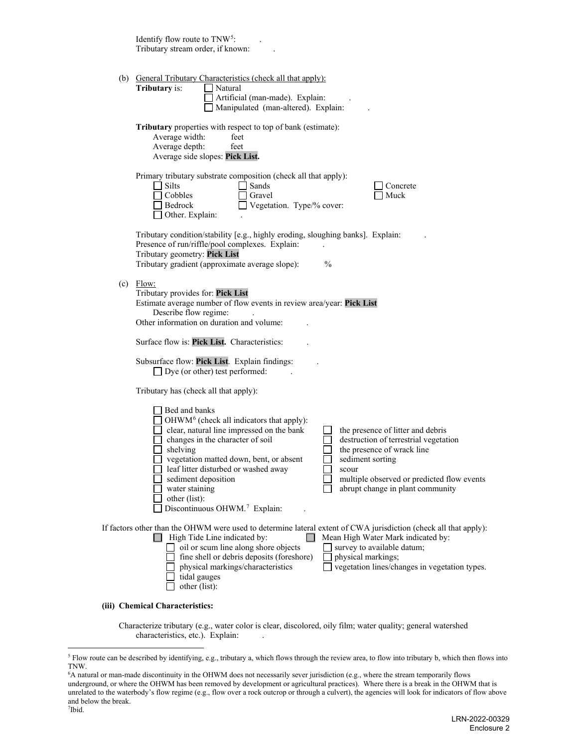Identify flow route to TNW[5]: .
Tributary stream order, if known: .

(b) General Tributary Characteristics (check all that apply):

**Tributary** is: ☐ Natural
☐ Artificial (man-made). Explain: .
☐ Manipulated (man-altered). Explain: .

**Tributary** properties with respect to top of bank (estimate):
Average width: feet
Average depth: feet
Average side slopes: **Pick List.**

Primary tributary substrate composition (check all that apply):
☐ Silts ☐ Sands ☐ Concrete
☐ Cobbles ☐ Gravel ☐ Muck
☐ Bedrock ☐ Vegetation. Type/% cover:
☐ Other. Explain: .

Tributary condition/stability [e.g., highly eroding, sloughing banks]. Explain: .
Presence of run/riffle/pool complexes. Explain: .
Tributary geometry: **Pick List**
Tributary gradient (approximate average slope): %

(c) Flow:
Tributary provides for: **Pick List**
Estimate average number of flow events in review area/year: **Pick List**
Describe flow regime: .
Other information on duration and volume: .

Surface flow is: **Pick List.** Characteristics: .

Subsurface flow: **Pick List**. Explain findings: .
☐ Dye (or other) test performed: .

Tributary has (check all that apply):

☐ Bed and banks
☐ OHWM[6] (check all indicators that apply):
☐ clear, natural line impressed on the bank ☐ the presence of litter and debris
☐ changes in the character of soil ☐ destruction of terrestrial vegetation
☐ shelving ☐ the presence of wrack line
☐ vegetation matted down, bent, or absent ☐ sediment sorting
☐ leaf litter disturbed or washed away ☐ scour
☐ sediment deposition ☐ multiple observed or predicted flow events
☐ water staining ☐ abrupt change in plant community
☐ other (list):
☐ Discontinuous OHWM.[7] Explain: .

If factors other than the OHWM were used to determine lateral extent of CWA jurisdiction (check all that apply):
☐ High Tide Line indicated by: ☐ Mean High Water Mark indicated by:
☐ oil or scum line along shore objects ☐ survey to available datum;
☐ fine shell or debris deposits (foreshore) ☐ physical markings;
☐ physical markings/characteristics ☐ vegetation lines/changes in vegetation types.
☐ tidal gauges
☐ other (list):

**(iii) Chemical Characteristics:**

Characterize tributary (e.g., water color is clear, discolored, oily film; water quality; general watershed characteristics, etc.). Explain: .

---

[5] Flow route can be described by identifying, e.g., tributary a, which flows through the review area, to flow into tributary b, which then flows into TNW.

[6] A natural or man-made discontinuity in the OHWM does not necessarily sever jurisdiction (e.g., where the stream temporarily flows underground, or where the OHWM has been removed by development or agricultural practices). Where there is a break in the OHWM that is unrelated to the waterbody's flow regime (e.g., flow over a rock outcrop or through a culvert), the agencies will look for indicators of flow above and below the break.

[7] Ibid.

LRN-2022-00329
Enclosure 2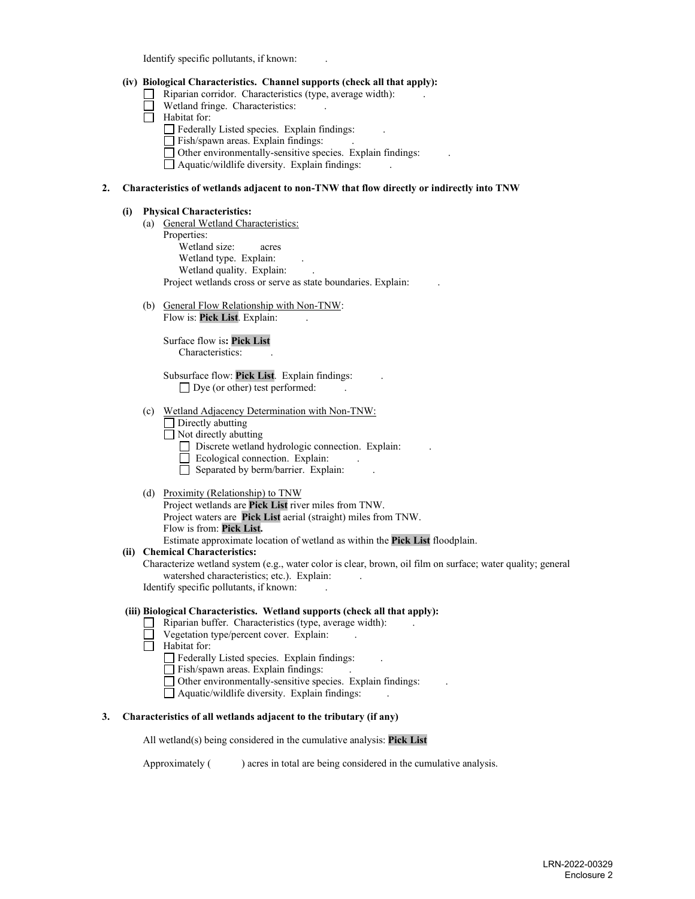Identify specific pollutants, if known: .

**(iv) Biological Characteristics. Channel supports (check all that apply):**

- ☐ Riparian corridor. Characteristics (type, average width): .
- ☐ Wetland fringe. Characteristics: .
- ☐ Habitat for:
  - ☐ Federally Listed species. Explain findings: .
  - ☐ Fish/spawn areas. Explain findings: .
  - ☐ Other environmentally-sensitive species. Explain findings: .
  - ☐ Aquatic/wildlife diversity. Explain findings: .

**2. Characteristics of wetlands adjacent to non-TNW that flow directly or indirectly into TNW**

**(i) Physical Characteristics:**

(a) General Wetland Characteristics:

Properties:

Wetland size: acres

Wetland type. Explain: .

Wetland quality. Explain: .

Project wetlands cross or serve as state boundaries. Explain: .

(b) General Flow Relationship with Non-TNW:

Flow is: **Pick List**. Explain: .

Surface flow is**: Pick List**

Characteristics: .

Subsurface flow: **Pick List**. Explain findings: .

☐ Dye (or other) test performed: .

(c) Wetland Adjacency Determination with Non-TNW:

- ☐ Directly abutting
- ☐ Not directly abutting
  - ☐ Discrete wetland hydrologic connection. Explain: .
  - ☐ Ecological connection. Explain: .
  - ☐ Separated by berm/barrier. Explain: .

(d) Proximity (Relationship) to TNW

Project wetlands are **Pick List** river miles from TNW.

Project waters are **Pick List** aerial (straight) miles from TNW.

Flow is from: **Pick List.**

Estimate approximate location of wetland as within the **Pick List** floodplain.

**(ii) Chemical Characteristics:**

Characterize wetland system (e.g., water color is clear, brown, oil film on surface; water quality; general watershed characteristics; etc.). Explain: .

Identify specific pollutants, if known: .

**(iii) Biological Characteristics. Wetland supports (check all that apply):**

- ☐ Riparian buffer. Characteristics (type, average width): .
- ☐ Vegetation type/percent cover. Explain: .
- ☐ Habitat for:
  - ☐ Federally Listed species. Explain findings: .
  - ☐ Fish/spawn areas. Explain findings: .
  - ☐ Other environmentally-sensitive species. Explain findings: .
  - ☐ Aquatic/wildlife diversity. Explain findings: .

**3. Characteristics of all wetlands adjacent to the tributary (if any)**

All wetland(s) being considered in the cumulative analysis: **Pick List**

Approximately ( ) acres in total are being considered in the cumulative analysis.

LRN-2022-00329
Enclosure 2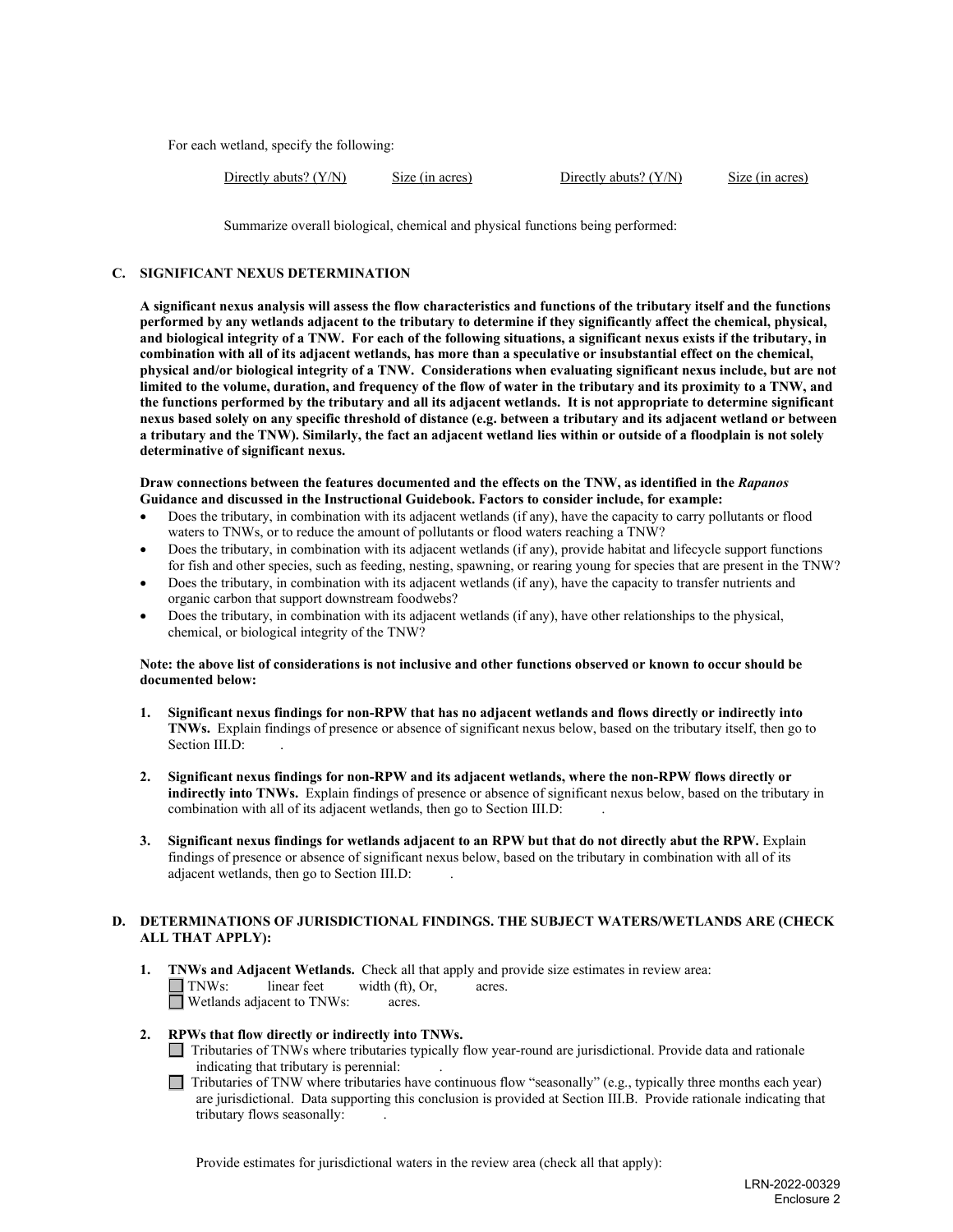For each wetland, specify the following:

| Directly abuts? (Y/N) | Size (in acres) | Directly abuts? (Y/N) | Size (in acres) |
|---|---|---|---|

Summarize overall biological, chemical and physical functions being performed:

### C. SIGNIFICANT NEXUS DETERMINATION

**A significant nexus analysis will assess the flow characteristics and functions of the tributary itself and the functions performed by any wetlands adjacent to the tributary to determine if they significantly affect the chemical, physical, and biological integrity of a TNW. For each of the following situations, a significant nexus exists if the tributary, in combination with all of its adjacent wetlands, has more than a speculative or insubstantial effect on the chemical, physical and/or biological integrity of a TNW. Considerations when evaluating significant nexus include, but are not limited to the volume, duration, and frequency of the flow of water in the tributary and its proximity to a TNW, and the functions performed by the tributary and all its adjacent wetlands. It is not appropriate to determine significant nexus based solely on any specific threshold of distance (e.g. between a tributary and its adjacent wetland or between a tributary and the TNW). Similarly, the fact an adjacent wetland lies within or outside of a floodplain is not solely determinative of significant nexus.**

**Draw connections between the features documented and the effects on the TNW, as identified in the *Rapanos* Guidance and discussed in the Instructional Guidebook. Factors to consider include, for example:**

- Does the tributary, in combination with its adjacent wetlands (if any), have the capacity to carry pollutants or flood waters to TNWs, or to reduce the amount of pollutants or flood waters reaching a TNW?
- Does the tributary, in combination with its adjacent wetlands (if any), provide habitat and lifecycle support functions for fish and other species, such as feeding, nesting, spawning, or rearing young for species that are present in the TNW?
- Does the tributary, in combination with its adjacent wetlands (if any), have the capacity to transfer nutrients and organic carbon that support downstream foodwebs?
- Does the tributary, in combination with its adjacent wetlands (if any), have other relationships to the physical, chemical, or biological integrity of the TNW?

**Note: the above list of considerations is not inclusive and other functions observed or known to occur should be documented below:**

1. **Significant nexus findings for non-RPW that has no adjacent wetlands and flows directly or indirectly into TNWs.** Explain findings of presence or absence of significant nexus below, based on the tributary itself, then go to Section III.D: .

2. **Significant nexus findings for non-RPW and its adjacent wetlands, where the non-RPW flows directly or indirectly into TNWs.** Explain findings of presence or absence of significant nexus below, based on the tributary in combination with all of its adjacent wetlands, then go to Section III.D: .

3. **Significant nexus findings for wetlands adjacent to an RPW but that do not directly abut the RPW.** Explain findings of presence or absence of significant nexus below, based on the tributary in combination with all of its adjacent wetlands, then go to Section III.D: .

### D. DETERMINATIONS OF JURISDICTIONAL FINDINGS. THE SUBJECT WATERS/WETLANDS ARE (CHECK ALL THAT APPLY):

1. **TNWs and Adjacent Wetlands.** Check all that apply and provide size estimates in review area:
   - ☐ TNWs: linear feet width (ft), Or, acres.
   - ☐ Wetlands adjacent to TNWs: acres.

2. **RPWs that flow directly or indirectly into TNWs.**
   - ☐ Tributaries of TNWs where tributaries typically flow year-round are jurisdictional. Provide data and rationale indicating that tributary is perennial: .
   - ☐ Tributaries of TNW where tributaries have continuous flow "seasonally" (e.g., typically three months each year) are jurisdictional. Data supporting this conclusion is provided at Section III.B. Provide rationale indicating that tributary flows seasonally: .

   Provide estimates for jurisdictional waters in the review area (check all that apply):

LRN-2022-00329
Enclosure 2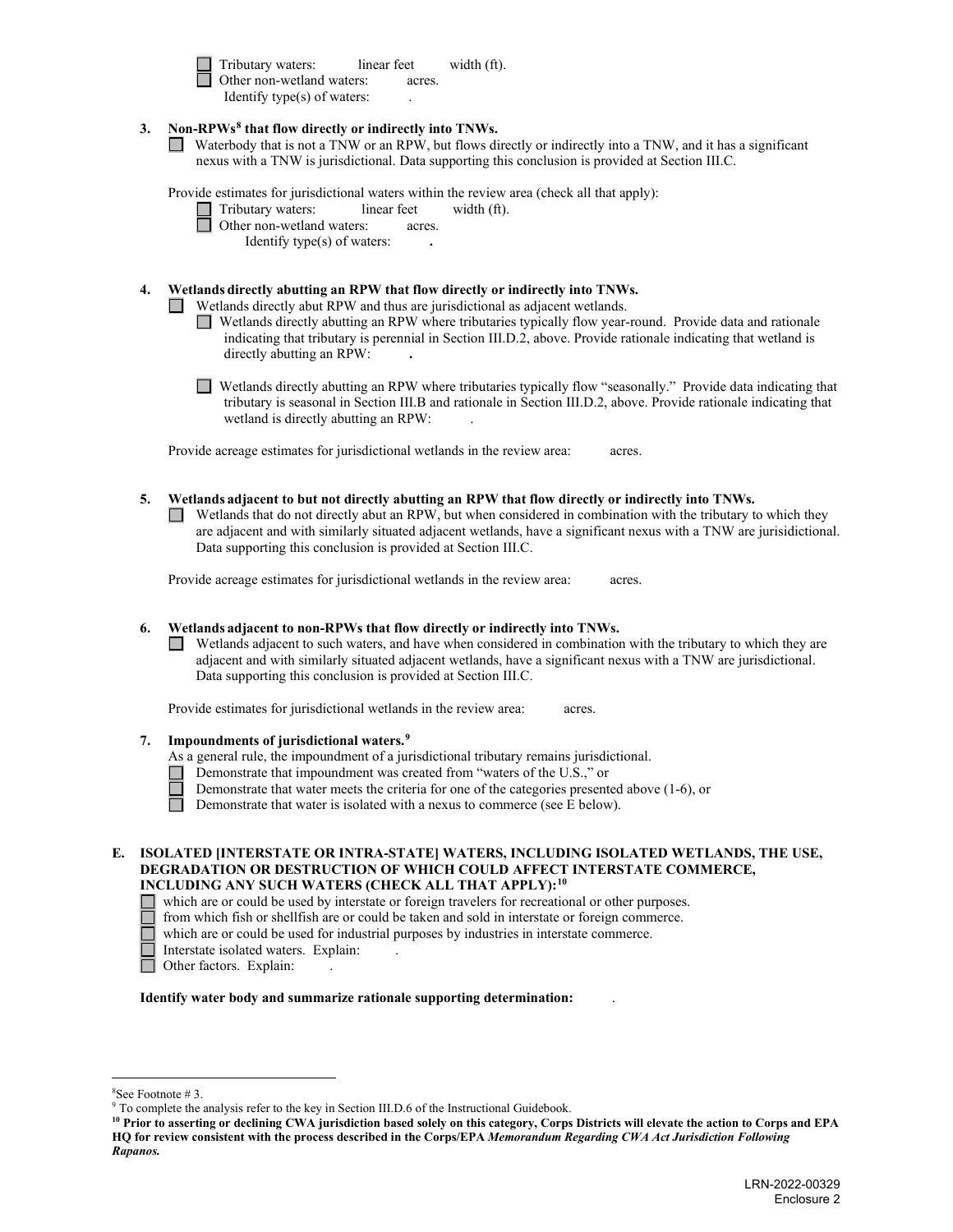- ☐ Tributary waters: linear feet width (ft).
- ☐ Other non-wetland waters: acres.
  Identify type(s) of waters: .

**3. Non-RPWs[8] that flow directly or indirectly into TNWs.**

☐ Waterbody that is not a TNW or an RPW, but flows directly or indirectly into a TNW, and it has a significant nexus with a TNW is jurisdictional. Data supporting this conclusion is provided at Section III.C.

Provide estimates for jurisdictional waters within the review area (check all that apply):

- ☐ Tributary waters: linear feet width (ft).
- ☐ Other non-wetland waters: acres.
  Identify type(s) of waters: **.**

**4. Wetlands directly abutting an RPW that flow directly or indirectly into TNWs.**

☐ Wetlands directly abut RPW and thus are jurisdictional as adjacent wetlands.

☐ Wetlands directly abutting an RPW where tributaries typically flow year-round. Provide data and rationale indicating that tributary is perennial in Section III.D.2, above. Provide rationale indicating that wetland is directly abutting an RPW: **.**

☐ Wetlands directly abutting an RPW where tributaries typically flow "seasonally." Provide data indicating that tributary is seasonal in Section III.B and rationale in Section III.D.2, above. Provide rationale indicating that wetland is directly abutting an RPW: .

Provide acreage estimates for jurisdictional wetlands in the review area: acres.

**5. Wetlands adjacent to but not directly abutting an RPW that flow directly or indirectly into TNWs.**

☐ Wetlands that do not directly abut an RPW, but when considered in combination with the tributary to which they are adjacent and with similarly situated adjacent wetlands, have a significant nexus with a TNW are jurisidictional. Data supporting this conclusion is provided at Section III.C.

Provide acreage estimates for jurisdictional wetlands in the review area: acres.

**6. Wetlands adjacent to non-RPWs that flow directly or indirectly into TNWs.**

☐ Wetlands adjacent to such waters, and have when considered in combination with the tributary to which they are adjacent and with similarly situated adjacent wetlands, have a significant nexus with a TNW are jurisdictional. Data supporting this conclusion is provided at Section III.C.

Provide estimates for jurisdictional wetlands in the review area: acres.

**7. Impoundments of jurisdictional waters.[9]**

As a general rule, the impoundment of a jurisdictional tributary remains jurisdictional.

- ☐ Demonstrate that impoundment was created from "waters of the U.S.," or
- ☐ Demonstrate that water meets the criteria for one of the categories presented above (1-6), or
- ☐ Demonstrate that water is isolated with a nexus to commerce (see E below).

**E. ISOLATED [INTERSTATE OR INTRA-STATE] WATERS, INCLUDING ISOLATED WETLANDS, THE USE, DEGRADATION OR DESTRUCTION OF WHICH COULD AFFECT INTERSTATE COMMERCE, INCLUDING ANY SUCH WATERS (CHECK ALL THAT APPLY):[10]**

- ☐ which are or could be used by interstate or foreign travelers for recreational or other purposes.
- ☐ from which fish or shellfish are or could be taken and sold in interstate or foreign commerce.
- ☐ which are or could be used for industrial purposes by industries in interstate commerce.
- ☐ Interstate isolated waters. Explain: .
- ☐ Other factors. Explain: .

**Identify water body and summarize rationale supporting determination:** .

---

[8] See Footnote # 3.

[9] To complete the analysis refer to the key in Section III.D.6 of the Instructional Guidebook.

[10] **Prior to asserting or declining CWA jurisdiction based solely on this category, Corps Districts will elevate the action to Corps and EPA HQ for review consistent with the process described in the Corps/EPA *Memorandum Regarding CWA Act Jurisdiction Following Rapanos.***

LRN-2022-00329
Enclosure 2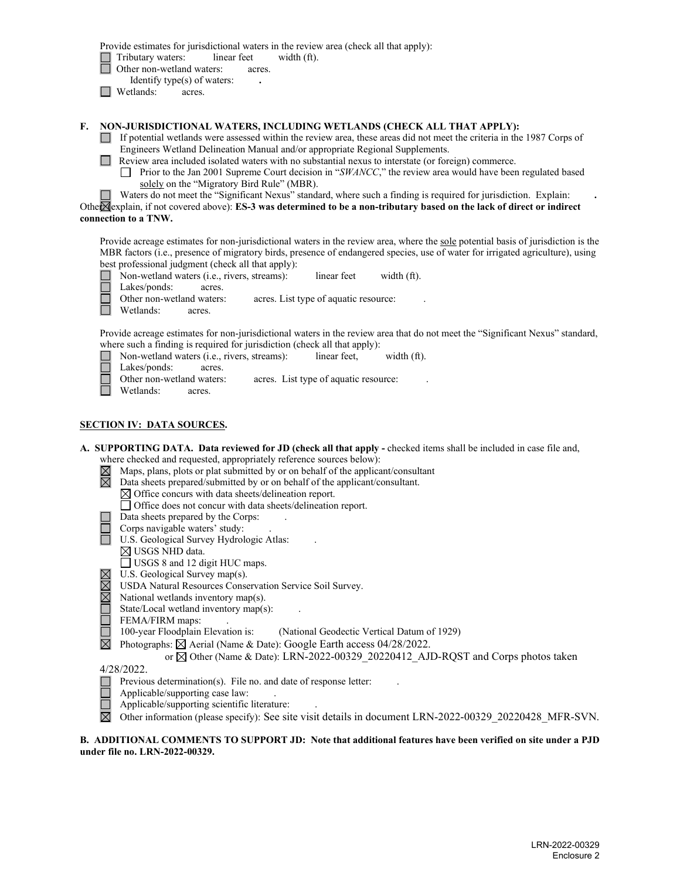Provide estimates for jurisdictional waters in the review area (check all that apply):

- ☐ Tributary waters: linear feet width (ft).
- ☐ Other non-wetland waters: acres.
  - Identify type(s) of waters: .
- ☐ Wetlands: acres.

**F. NON-JURISDICTIONAL WATERS, INCLUDING WETLANDS (CHECK ALL THAT APPLY):**

- ☐ If potential wetlands were assessed within the review area, these areas did not meet the criteria in the 1987 Corps of Engineers Wetland Delineation Manual and/or appropriate Regional Supplements.
- ☐ Review area included isolated waters with no substantial nexus to interstate (or foreign) commerce.
  - ☐ Prior to the Jan 2001 Supreme Court decision in "*SWANCC*," the review area would have been regulated based solely on the "Migratory Bird Rule" (MBR).
- ☐ Waters do not meet the "Significant Nexus" standard, where such a finding is required for jurisdiction. Explain: .
- ☒ Other (explain, if not covered above): **ES-3 was determined to be a non-tributary based on the lack of direct or indirect connection to a TNW.**

Provide acreage estimates for non-jurisdictional waters in the review area, where the sole potential basis of jurisdiction is the MBR factors (i.e., presence of migratory birds, presence of endangered species, use of water for irrigated agriculture), using best professional judgment (check all that apply):

- ☐ Non-wetland waters (i.e., rivers, streams): linear feet width (ft).
- ☐ Lakes/ponds: acres.
- ☐ Other non-wetland waters: acres. List type of aquatic resource: .
- ☐ Wetlands: acres.

Provide acreage estimates for non-jurisdictional waters in the review area that do not meet the "Significant Nexus" standard, where such a finding is required for jurisdiction (check all that apply):

- ☐ Non-wetland waters (i.e., rivers, streams): linear feet, width (ft).
- ☐ Lakes/ponds: acres.
- ☐ Other non-wetland waters: acres. List type of aquatic resource: .
- ☐ Wetlands: acres.

## SECTION IV: DATA SOURCES.

**A. SUPPORTING DATA. Data reviewed for JD (check all that apply -** checked items shall be included in case file and, where checked and requested, appropriately reference sources below):

- ☒ Maps, plans, plots or plat submitted by or on behalf of the applicant/consultant
- ☒ Data sheets prepared/submitted by or on behalf of the applicant/consultant.
  - ☒ Office concurs with data sheets/delineation report.
  - ☐ Office does not concur with data sheets/delineation report.
- ☐ Data sheets prepared by the Corps: .
- ☐ Corps navigable waters' study: .
- ☐ U.S. Geological Survey Hydrologic Atlas: .
  - ☒ USGS NHD data.
  - ☐ USGS 8 and 12 digit HUC maps.
- ☒ U.S. Geological Survey map(s).
- ☒ USDA Natural Resources Conservation Service Soil Survey.
- ☒ National wetlands inventory map(s).
- ☐ State/Local wetland inventory map(s): .
- ☐ FEMA/FIRM maps: .
- ☐ 100-year Floodplain Elevation is: (National Geodectic Vertical Datum of 1929)
- ☒ Photographs: ☒ Aerial (Name & Date): Google Earth access 04/28/2022.
  - or ☒ Other (Name & Date): LRN-2022-00329_20220412_AJD-RQST and Corps photos taken 4/28/2022.
- ☐ Previous determination(s). File no. and date of response letter: .
- ☐ Applicable/supporting case law: .
- ☐ Applicable/supporting scientific literature: .
- ☒ Other information (please specify): See site visit details in document LRN-2022-00329_20220428_MFR-SVN.

**B. ADDITIONAL COMMENTS TO SUPPORT JD: Note that additional features have been verified on site under a PJD under file no. LRN-2022-00329.**

LRN-2022-00329
Enclosure 2